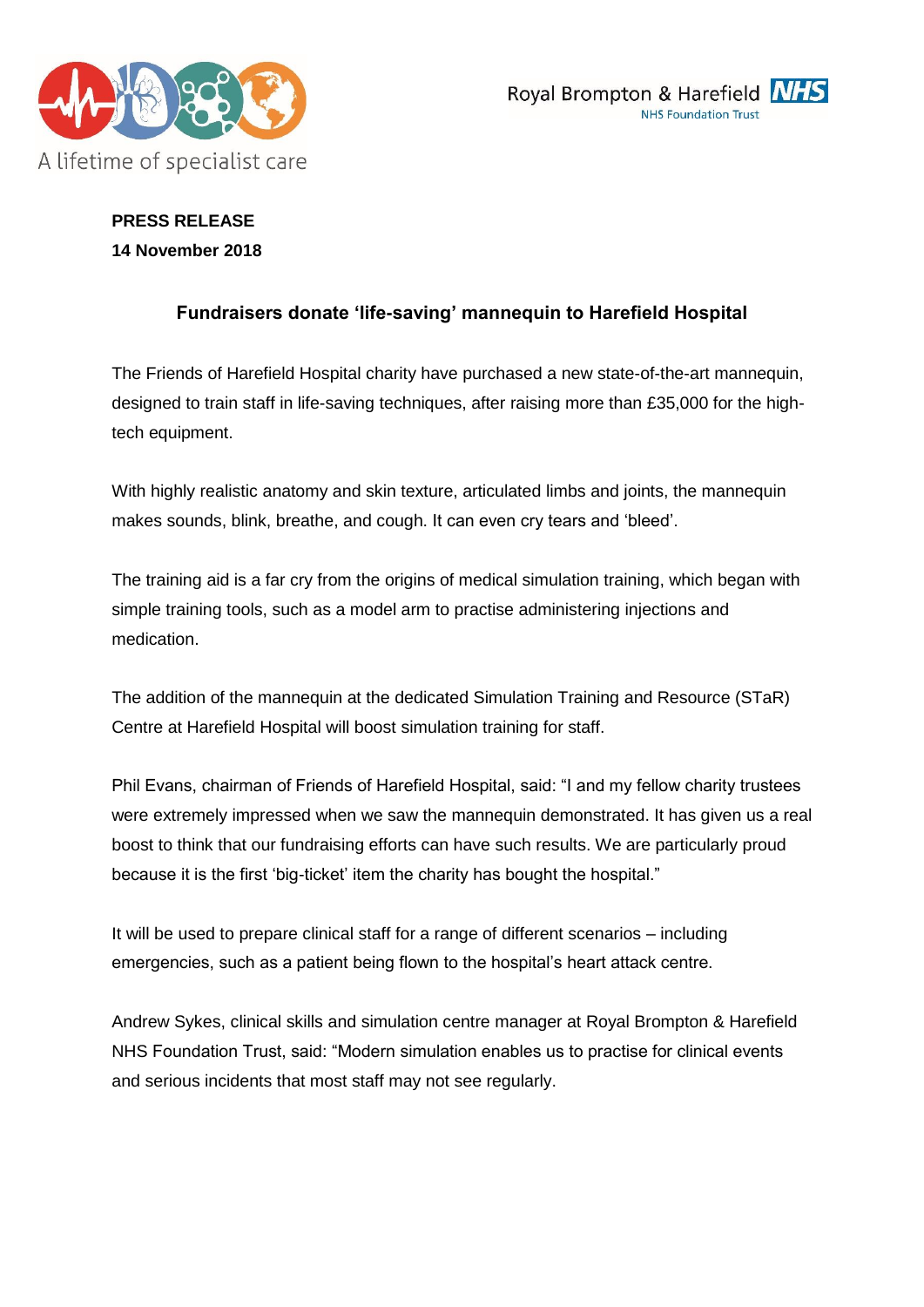A lifetime of specialist care

Royal Brompton & Harefield NHS

NHS Foundation Trust

**PRESS RELEASE**
**14 November 2018**

## Fundraisers donate 'life-saving' mannequin to Harefield Hospital

The Friends of Harefield Hospital charity have purchased a new state-of-the-art mannequin, designed to train staff in life-saving techniques, after raising more than £35,000 for the high-tech equipment.

With highly realistic anatomy and skin texture, articulated limbs and joints, the mannequin makes sounds, blink, breathe, and cough. It can even cry tears and 'bleed'.

The training aid is a far cry from the origins of medical simulation training, which began with simple training tools, such as a model arm to practise administering injections and medication.

The addition of the mannequin at the dedicated Simulation Training and Resource (STaR) Centre at Harefield Hospital will boost simulation training for staff.

Phil Evans, chairman of Friends of Harefield Hospital, said: "I and my fellow charity trustees were extremely impressed when we saw the mannequin demonstrated. It has given us a real boost to think that our fundraising efforts can have such results. We are particularly proud because it is the first 'big-ticket' item the charity has bought the hospital."

It will be used to prepare clinical staff for a range of different scenarios – including emergencies, such as a patient being flown to the hospital's heart attack centre.

Andrew Sykes, clinical skills and simulation centre manager at Royal Brompton & Harefield NHS Foundation Trust, said: "Modern simulation enables us to practise for clinical events and serious incidents that most staff may not see regularly.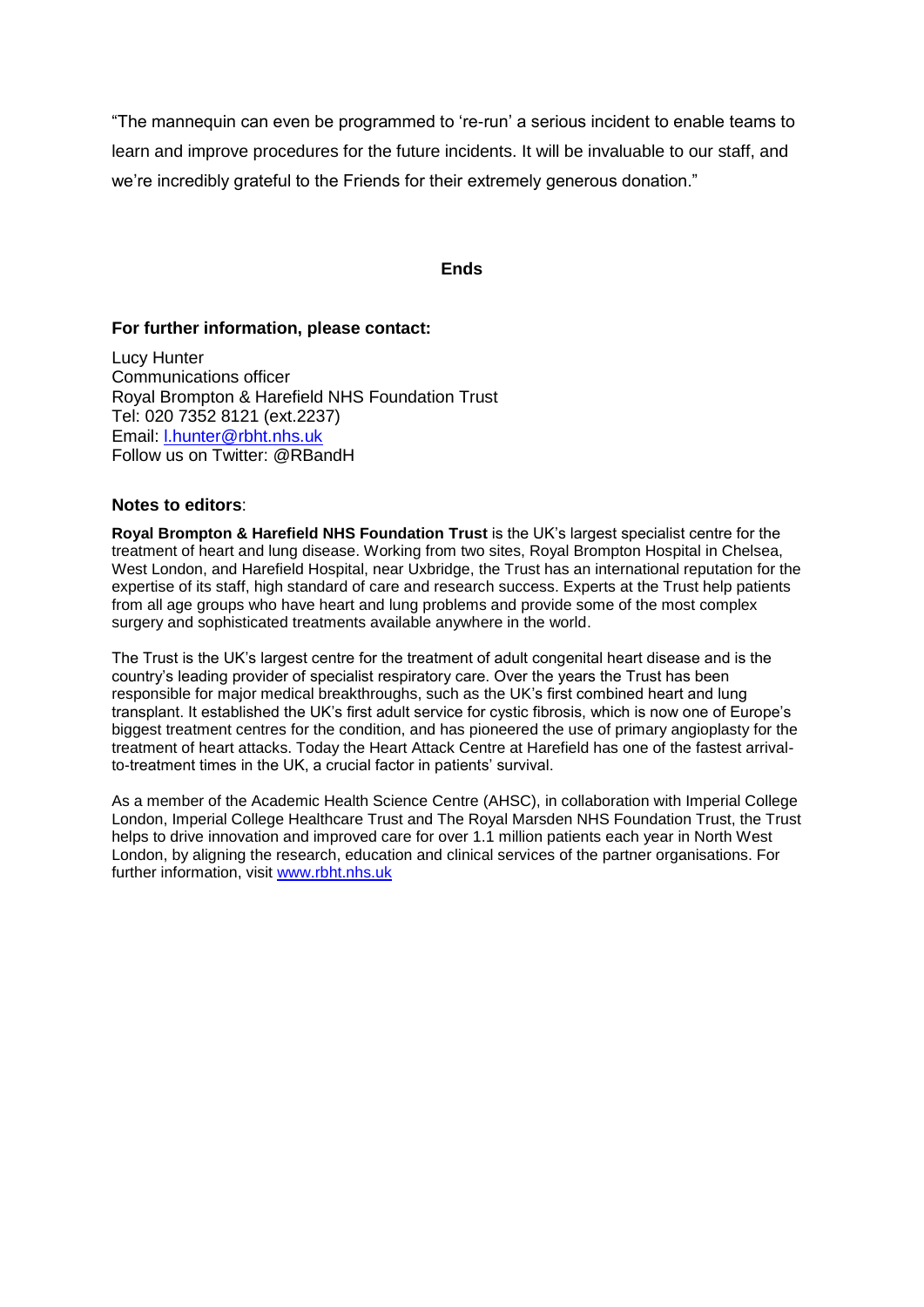"The mannequin can even be programmed to 're-run' a serious incident to enable teams to learn and improve procedures for the future incidents. It will be invaluable to our staff, and we're incredibly grateful to the Friends for their extremely generous donation."

**Ends**

**For further information, please contact:**

Lucy Hunter  
Communications officer  
Royal Brompton & Harefield NHS Foundation Trust  
Tel: 020 7352 8121 (ext.2237)  
Email: l.hunter@rbht.nhs.uk  
Follow us on Twitter: @RBandH

**Notes to editors**:

**Royal Brompton & Harefield NHS Foundation Trust** is the UK's largest specialist centre for the treatment of heart and lung disease. Working from two sites, Royal Brompton Hospital in Chelsea, West London, and Harefield Hospital, near Uxbridge, the Trust has an international reputation for the expertise of its staff, high standard of care and research success. Experts at the Trust help patients from all age groups who have heart and lung problems and provide some of the most complex surgery and sophisticated treatments available anywhere in the world.

The Trust is the UK's largest centre for the treatment of adult congenital heart disease and is the country's leading provider of specialist respiratory care. Over the years the Trust has been responsible for major medical breakthroughs, such as the UK's first combined heart and lung transplant. It established the UK's first adult service for cystic fibrosis, which is now one of Europe's biggest treatment centres for the condition, and has pioneered the use of primary angioplasty for the treatment of heart attacks. Today the Heart Attack Centre at Harefield has one of the fastest arrival-to-treatment times in the UK, a crucial factor in patients' survival.

As a member of the Academic Health Science Centre (AHSC), in collaboration with Imperial College London, Imperial College Healthcare Trust and The Royal Marsden NHS Foundation Trust, the Trust helps to drive innovation and improved care for over 1.1 million patients each year in North West London, by aligning the research, education and clinical services of the partner organisations. For further information, visit www.rbht.nhs.uk